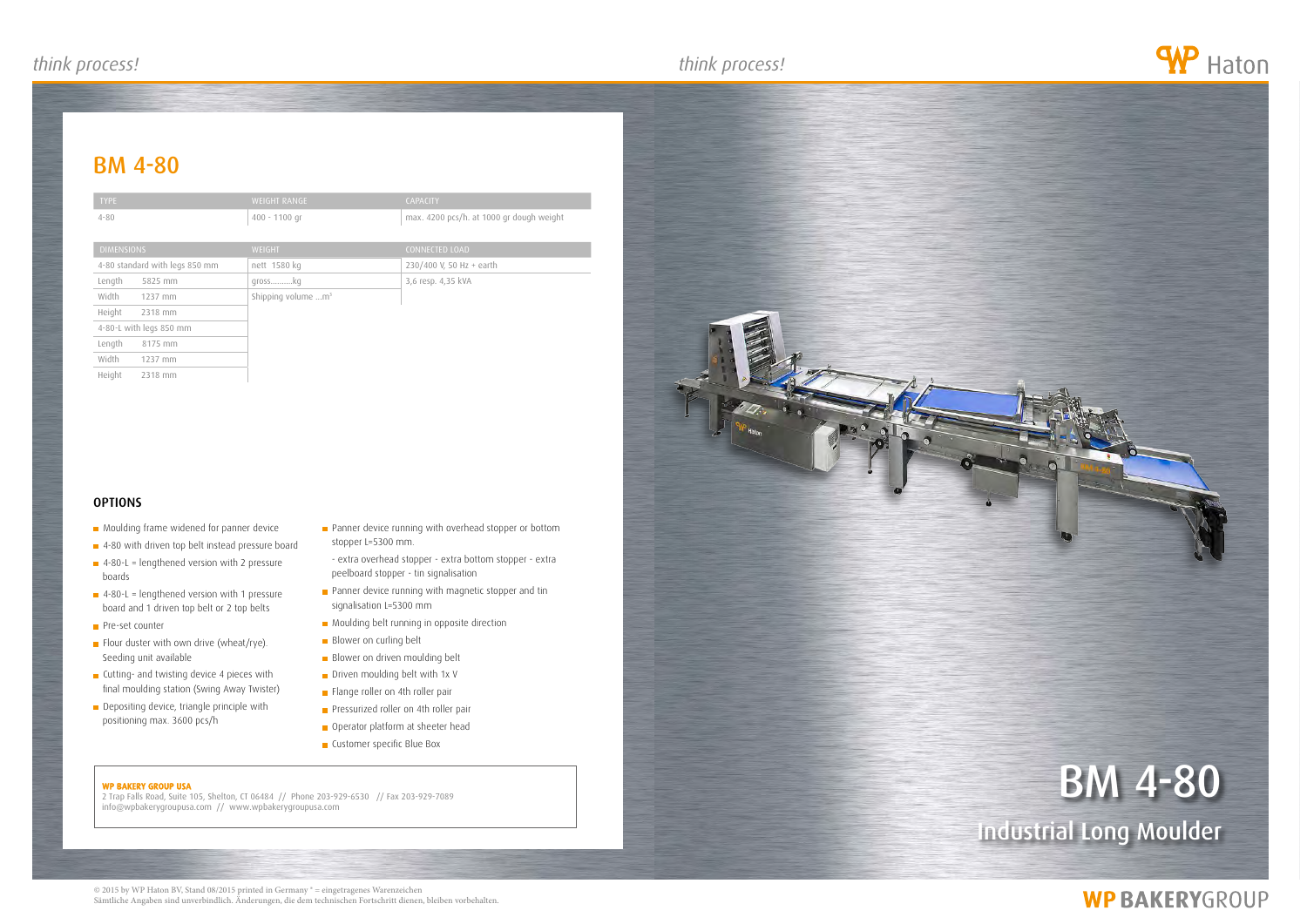## BM 4-80

| TYPE | WEIGHT RANGE | CAPACITY |
|---|---|---|
| 4-80 | 400 - 1100 gr | max. 4200 pcs/h. at 1000 gr dough weight |

| DIMENSIONS | | WEIGHT | CONNECTED LOAD |
|---|---|---|---|
| 4-80 standard with legs 850 mm | | nett 1580 kg | 230/400 V, 50 Hz + earth |
| Length | 5825 mm | gross..........kg | 3,6 resp. 4,35 kVA |
| Width | 1237 mm | Shipping volume ...m³ | |
| Height | 2318 mm | | |
| 4-80-L with legs 850 mm | | | |
| Length | 8175 mm | | |
| Width | 1237 mm | | |
| Height | 2318 mm | | |

### OPTIONS

- Moulding frame widened for panner device
- 4-80 with driven top belt instead pressure board
- 4-80-L = lengthened version with 2 pressure boards
- 4-80-L = lengthened version with 1 pressure board and 1 driven top belt or 2 top belts
- Pre-set counter
- Flour duster with own drive (wheat/rye). Seeding unit available
- Cutting- and twisting device 4 pieces with final moulding station (Swing Away Twister)
- Depositing device, triangle principle with positioning max. 3600 pcs/h
- Panner device running with overhead stopper or bottom stopper L=5300 mm.
  - extra overhead stopper - extra bottom stopper - extra peelboard stopper - tin signalisation
- Panner device running with magnetic stopper and tin signalisation L=5300 mm
- Moulding belt running in opposite direction
- Blower on curling belt
- Blower on driven moulding belt
- Driven moulding belt with 1x V
- Flange roller on 4th roller pair
- Pressurized roller on 4th roller pair
- Operator platform at sheeter head
- Customer specific Blue Box

**WP BAKERY GROUP USA**
2 Trap Falls Road, Suite 105, Shelton, CT 06484 // Phone 203-929-6530 // Fax 203-929-7089
info@wpbakerygroupusa.com // www.wpbakerygroupusa.com

# BM 4-80

## Industrial Long Moulder

© 2015 by WP Haton BV, Stand 08/2015 printed in Germany ® = eingetragenes Warenzeichen
Sämtliche Angaben sind unverbindlich. Änderungen, die dem technischen Fortschritt dienen, bleiben vorbehalten.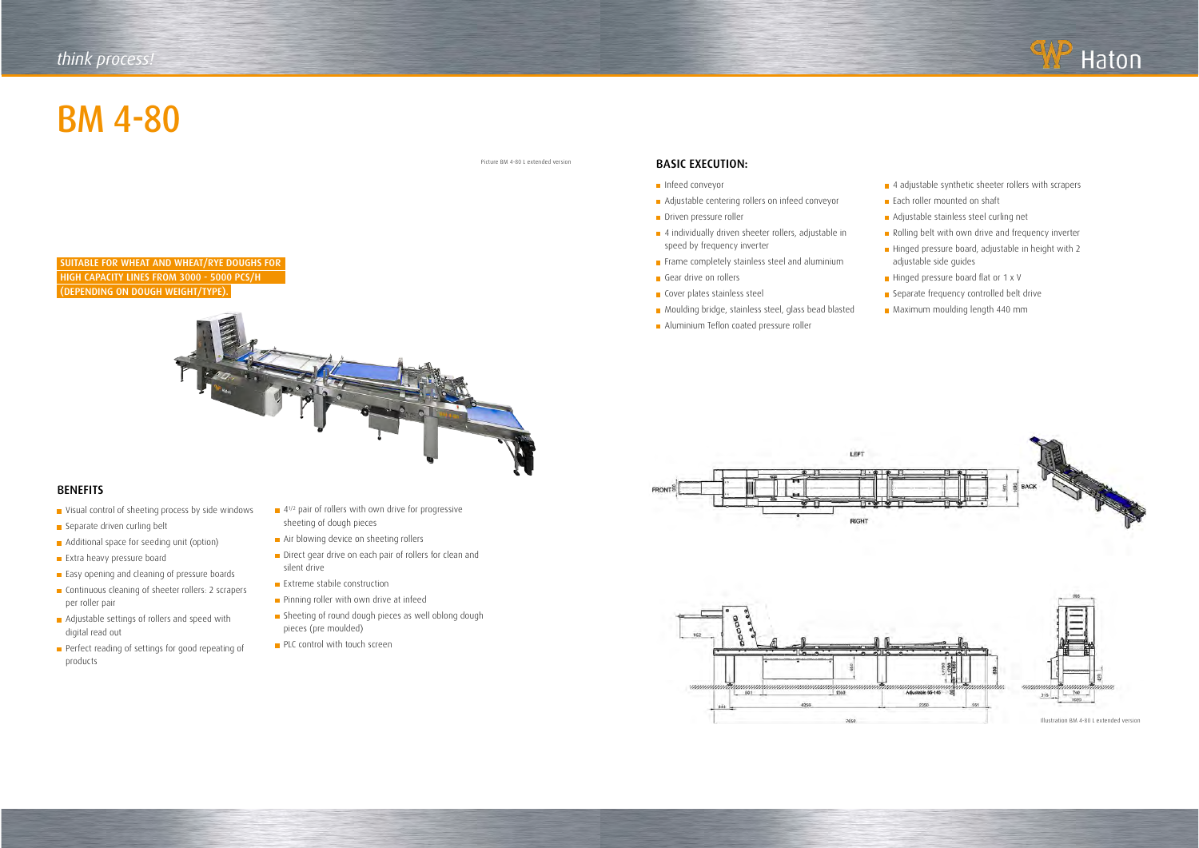# BM 4-80

Picture BM 4-80 L extended version

**SUITABLE FOR WHEAT AND WHEAT/RYE DOUGHS FOR HIGH CAPACITY LINES FROM 3000 - 5000 PCS/H (DEPENDING ON DOUGH WEIGHT/TYPE).**

## BENEFITS

- Visual control of sheeting process by side windows
- Separate driven curling belt
- Additional space for seeding unit (option)
- Extra heavy pressure board
- Easy opening and cleaning of pressure boards
- Continuous cleaning of sheeter rollers: 2 scrapers per roller pair
- Adjustable settings of rollers and speed with digital read out
- Perfect reading of settings for good repeating of products
- 4 1/2 pair of rollers with own drive for progressive sheeting of dough pieces
- Air blowing device on sheeting rollers
- Direct gear drive on each pair of rollers for clean and silent drive
- Extreme stabile construction
- Pinning roller with own drive at infeed
- Sheeting of round dough pieces as well oblong dough pieces (pre moulded)
- PLC control with touch screen

## BASIC EXECUTION:

- Infeed conveyor
- Adjustable centering rollers on infeed conveyor
- Driven pressure roller
- 4 individually driven sheeter rollers, adjustable in speed by frequency inverter
- Frame completely stainless steel and aluminium
- Gear drive on rollers
- Cover plates stainless steel
- Moulding bridge, stainless steel, glass bead blasted
- Aluminium Teflon coated pressure roller
- 4 adjustable synthetic sheeter rollers with scrapers
- Each roller mounted on shaft
- Adjustable stainless steel curling net
- Rolling belt with own drive and frequency inverter
- Hinged pressure board, adjustable in height with 2 adjustable side guides
- Hinged pressure board flat or 1 x V
- Separate frequency controlled belt drive
- Maximum moulding length 440 mm

LEFT
FRONT
RIGHT
BACK

Illustration BM 4-80 L extended version